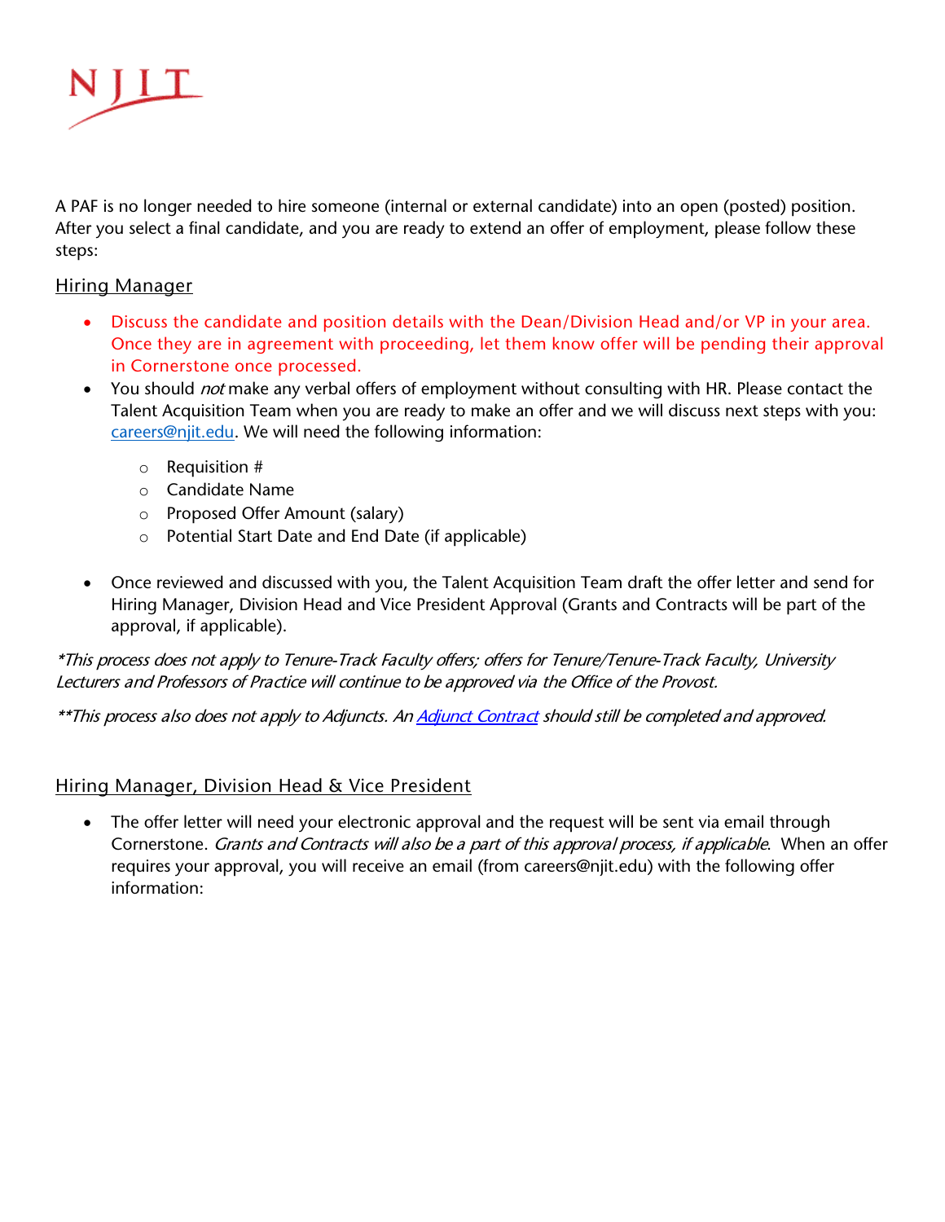NJIT

A PAF is no longer needed to hire someone (internal or external candidate) into an open (posted) position. After you select a final candidate, and you are ready to extend an offer of employment, please follow these steps:

## Hiring Manager

- Discuss the candidate and position details with the Dean/Division Head and/or VP in your area. Once they are in agreement with proceeding, let them know offer will be pending their approval in Cornerstone once processed.
- You should *not* make any verbal offers of employment without consulting with HR. Please contact the Talent Acquisition Team when you are ready to make an offer and we will discuss next steps with you: [careers@njit.edu](mailto:careers@njit.edu). We will need the following information:
    - Requisition #
    - Candidate Name
    - Proposed Offer Amount (salary)
    - Potential Start Date and End Date (if applicable)
- Once reviewed and discussed with you, the Talent Acquisition Team draft the offer letter and send for Hiring Manager, Division Head and Vice President Approval (Grants and Contracts will be part of the approval, if applicable).

*\*This process does not apply to Tenure-Track Faculty offers; offers for Tenure/Tenure-Track Faculty, University Lecturers and Professors of Practice will continue to be approved via the Office of the Provost.*

*\*\*This process also does not apply to Adjuncts. An [Adjunct Contract] should still be completed and approved.*

## Hiring Manager, Division Head & Vice President

- The offer letter will need your electronic approval and the request will be sent via email through Cornerstone. *Grants and Contracts will also be a part of this approval process, if applicable.* When an offer requires your approval, you will receive an email (from careers@njit.edu) with the following offer information: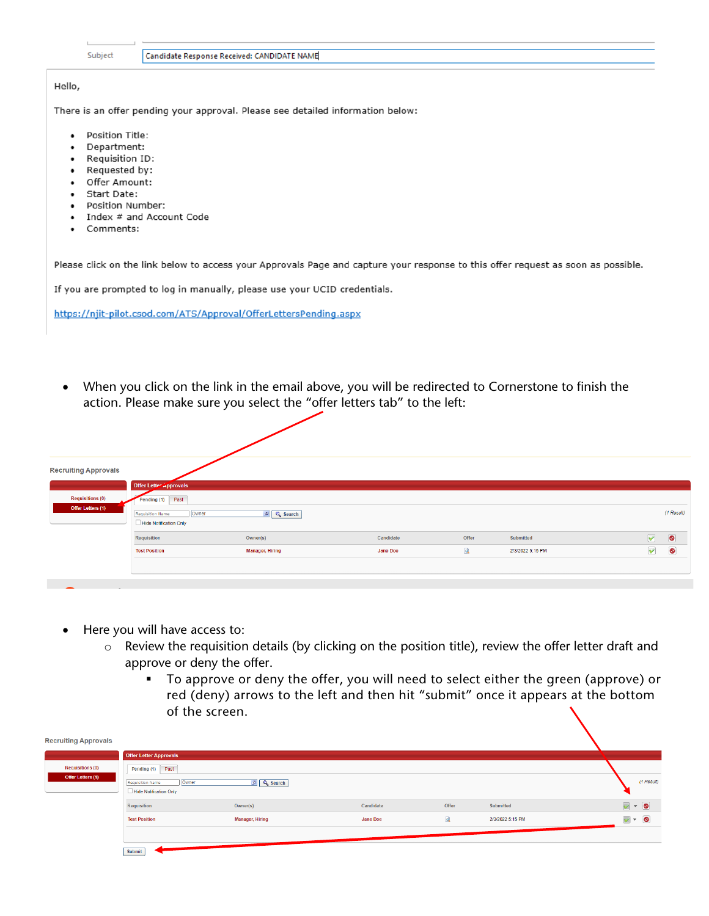Subject: Candidate Response Received: CANDIDATE NAME

Hello,

There is an offer pending your approval. Please see detailed information below:

- Position Title:
- Department:
- Requisition ID:
- Requested by:
- Offer Amount:
- Start Date:
- Position Number:
- Index # and Account Code
- Comments:

Please click on the link below to access your Approvals Page and capture your response to this offer request as soon as possible.

If you are prompted to log in manually, please use your UCID credentials.

https://njit-pilot.csod.com/ATS/Approval/OfferLettersPending.aspx

- When you click on the link in the email above, you will be redirected to Cornerstone to finish the action. Please make sure you select the "offer letters tab" to the left:

Recruiting Approvals

Requisitions (0)
Offer Letters (1)

Offer Letter Approvals

Pending (1) | Past

Requisition Name | Owner | Search

(1 Result)

Hide Notification Only

| Requisition | Owner(s) | Candidate | Offer | Submitted |
|---|---|---|---|---|
| Test Position | Manager, Hiring | Jane Doe | | 2/3/2022 5:15 PM |

- Here you will have access to:
  - Review the requisition details (by clicking on the position title), review the offer letter draft and approve or deny the offer.
    - To approve or deny the offer, you will need to select either the green (approve) or red (deny) arrows to the left and then hit "submit" once it appears at the bottom of the screen.

Recruiting Approvals

Requisitions (0)
Offer Letters (1)

Offer Letter Approvals

Pending (1) | Past

Requisition Name | Owner | Search

(1 Result)

Hide Notification Only

| Requisition | Owner(s) | Candidate | Offer | Submitted |
|---|---|---|---|---|
| Test Position | Manager, Hiring | Jane Doe | | 2/3/2022 5:15 PM |

Submit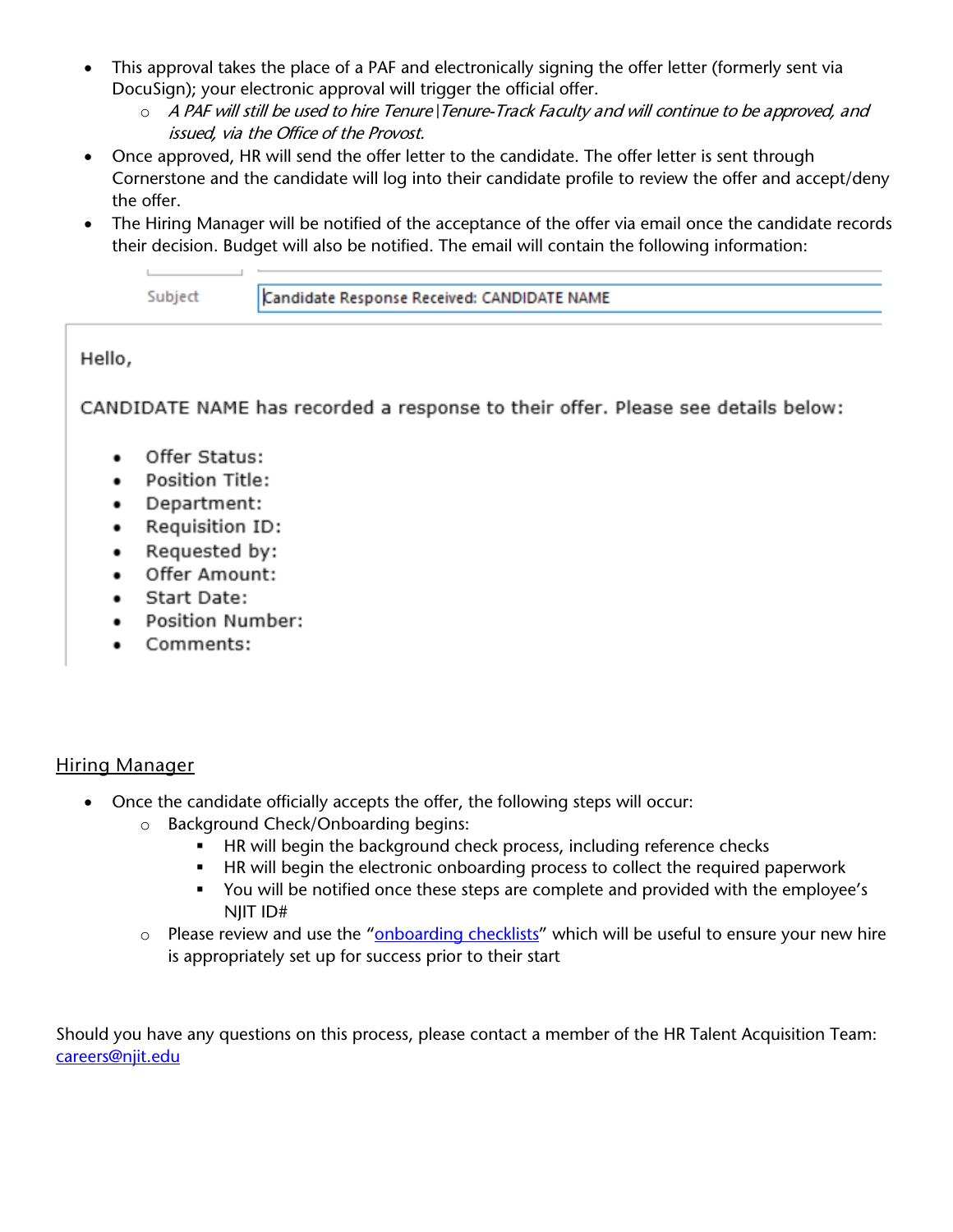- This approval takes the place of a PAF and electronically signing the offer letter (formerly sent via DocuSign); your electronic approval will trigger the official offer.
  - *A PAF will still be used to hire Tenure|Tenure-Track Faculty and will continue to be approved, and issued, via the Office of the Provost.*
- Once approved, HR will send the offer letter to the candidate. The offer letter is sent through Cornerstone and the candidate will log into their candidate profile to review the offer and accept/deny the offer.
- The Hiring Manager will be notified of the acceptance of the offer via email once the candidate records their decision. Budget will also be notified. The email will contain the following information:

Subject: Candidate Response Received: CANDIDATE NAME

Hello,

CANDIDATE NAME has recorded a response to their offer. Please see details below:

- Offer Status:
- Position Title:
- Department:
- Requisition ID:
- Requested by:
- Offer Amount:
- Start Date:
- Position Number:
- Comments:

## Hiring Manager

- Once the candidate officially accepts the offer, the following steps will occur:
  - Background Check/Onboarding begins:
    - HR will begin the background check process, including reference checks
    - HR will begin the electronic onboarding process to collect the required paperwork
    - You will be notified once these steps are complete and provided with the employee's NJIT ID#
  - Please review and use the "onboarding checklists" which will be useful to ensure your new hire is appropriately set up for success prior to their start

Should you have any questions on this process, please contact a member of the HR Talent Acquisition Team: careers@njit.edu